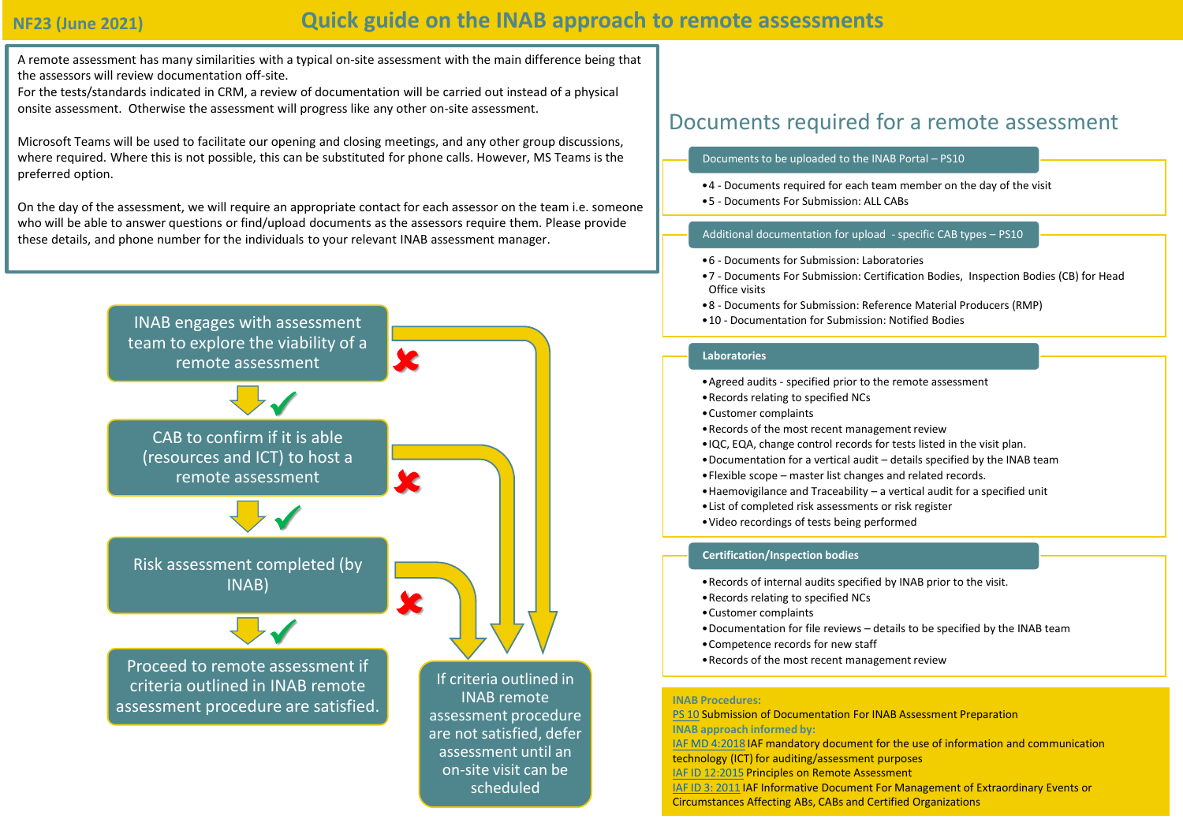NF23 (June 2021)

# Quick guide on the INAB approach to remote assessments

A remote assessment has many similarities with a typical on-site assessment with the main difference being that the assessors will review documentation off-site.
For the tests/standards indicated in CRM, a review of documentation will be carried out instead of a physical onsite assessment. Otherwise the assessment will progress like any other on-site assessment.

Microsoft Teams will be used to facilitate our opening and closing meetings, and any other group discussions, where required. Where this is not possible, this can be substituted for phone calls. However, MS Teams is the preferred option.

On the day of the assessment, we will require an appropriate contact for each assessor on the team i.e. someone who will be able to answer questions or find/upload documents as the assessors require them. Please provide these details, and phone number for the individuals to your relevant INAB assessment manager.

1. INAB engages with assessment team to explore the viability of a remote assessment
   - ✔ → go to step 2
   - ✘ → If criteria outlined in INAB remote assessment procedure are not satisfied, defer assessment until an on-site visit can be scheduled
2. CAB to confirm if it is able (resources and ICT) to host a remote assessment
   - ✔ → go to step 3
   - ✘ → If criteria outlined in INAB remote assessment procedure are not satisfied, defer assessment until an on-site visit can be scheduled
3. Risk assessment completed (by INAB)
   - ✔ → Proceed to remote assessment if criteria outlined in INAB remote assessment procedure are satisfied.
   - ✘ → If criteria outlined in INAB remote assessment procedure are not satisfied, defer assessment until an on-site visit can be scheduled

## Documents required for a remote assessment

### Documents to be uploaded to the INAB Portal – PS10

- 4 - Documents required for each team member on the day of the visit
- 5 - Documents For Submission: ALL CABs

### Additional documentation for upload - specific CAB types – PS10

- 6 - Documents for Submission: Laboratories
- 7 - Documents For Submission: Certification Bodies, Inspection Bodies (CB) for Head Office visits
- 8 - Documents for Submission: Reference Material Producers (RMP)
- 10 - Documentation for Submission: Notified Bodies

### Laboratories

- Agreed audits - specified prior to the remote assessment
- Records relating to specified NCs
- Customer complaints
- Records of the most recent management review
- IQC, EQA, change control records for tests listed in the visit plan.
- Documentation for a vertical audit – details specified by the INAB team
- Flexible scope – master list changes and related records.
- Haemovigilance and Traceability – a vertical audit for a specified unit
- List of completed risk assessments or risk register
- Video recordings of tests being performed

### Certification/Inspection bodies

- Records of internal audits specified by INAB prior to the visit.
- Records relating to specified NCs
- Customer complaints
- Documentation for file reviews – details to be specified by the INAB team
- Competence records for new staff
- Records of the most recent management review

**INAB Procedures:**
PS 10 Submission of Documentation For INAB Assessment Preparation
**INAB approach informed by:**
IAF MD 4:2018 IAF mandatory document for the use of information and communication technology (ICT) for auditing/assessment purposes
IAF ID 12:2015 Principles on Remote Assessment
IAF ID 3: 2011 IAF Informative Document For Management of Extraordinary Events or Circumstances Affecting ABs, CABs and Certified Organizations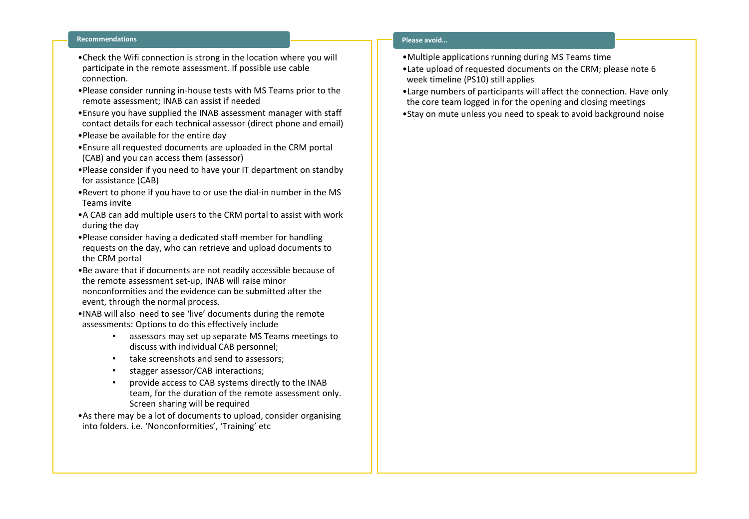## Recommendations

- Check the Wifi connection is strong in the location where you will participate in the remote assessment. If possible use cable connection.
- Please consider running in-house tests with MS Teams prior to the remote assessment; INAB can assist if needed
- Ensure you have supplied the INAB assessment manager with staff contact details for each technical assessor (direct phone and email)
- Please be available for the entire day
- Ensure all requested documents are uploaded in the CRM portal (CAB) and you can access them (assessor)
- Please consider if you need to have your IT department on standby for assistance (CAB)
- Revert to phone if you have to or use the dial-in number in the MS Teams invite
- A CAB can add multiple users to the CRM portal to assist with work during the day
- Please consider having a dedicated staff member for handling requests on the day, who can retrieve and upload documents to the CRM portal
- Be aware that if documents are not readily accessible because of the remote assessment set-up, INAB will raise minor nonconformities and the evidence can be submitted after the event, through the normal process.
- INAB will also need to see 'live' documents during the remote assessments: Options to do this effectively include
    - assessors may set up separate MS Teams meetings to discuss with individual CAB personnel;
    - take screenshots and send to assessors;
    - stagger assessor/CAB interactions;
    - provide access to CAB systems directly to the INAB team, for the duration of the remote assessment only. Screen sharing will be required
- As there may be a lot of documents to upload, consider organising into folders. i.e. 'Nonconformities', 'Training' etc

## Please avoid...

- Multiple applications running during MS Teams time
- Late upload of requested documents on the CRM; please note 6 week timeline (PS10) still applies
- Large numbers of participants will affect the connection. Have only the core team logged in for the opening and closing meetings
- Stay on mute unless you need to speak to avoid background noise